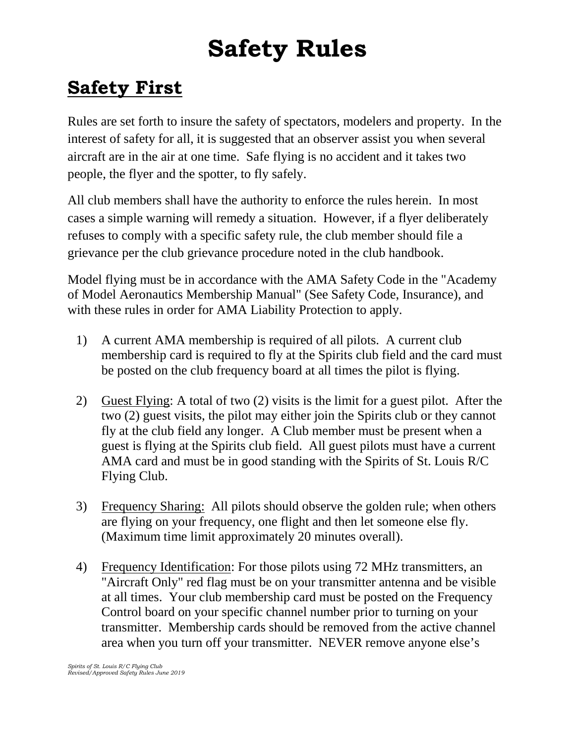# Safety Rules

## Safety First

Rules are set forth to insure the safety of spectators, modelers and property. In the interest of safety for all, it is suggested that an observer assist you when several aircraft are in the air at one time. Safe flying is no accident and it takes two people, the flyer and the spotter, to fly safely.

All club members shall have the authority to enforce the rules herein. In most cases a simple warning will remedy a situation. However, if a flyer deliberately refuses to comply with a specific safety rule, the club member should file a grievance per the club grievance procedure noted in the club handbook.

Model flying must be in accordance with the AMA Safety Code in the "Academy of Model Aeronautics Membership Manual" (See Safety Code, Insurance), and with these rules in order for AMA Liability Protection to apply.

1) A current AMA membership is required of all pilots. A current club membership card is required to fly at the Spirits club field and the card must be posted on the club frequency board at all times the pilot is flying.

2) Guest Flying: A total of two (2) visits is the limit for a guest pilot. After the two (2) guest visits, the pilot may either join the Spirits club or they cannot fly at the club field any longer. A Club member must be present when a guest is flying at the Spirits club field. All guest pilots must have a current AMA card and must be in good standing with the Spirits of St. Louis R/C Flying Club.

3) Frequency Sharing: All pilots should observe the golden rule; when others are flying on your frequency, one flight and then let someone else fly. (Maximum time limit approximately 20 minutes overall).

4) Frequency Identification: For those pilots using 72 MHz transmitters, an "Aircraft Only" red flag must be on your transmitter antenna and be visible at all times. Your club membership card must be posted on the Frequency Control board on your specific channel number prior to turning on your transmitter. Membership cards should be removed from the active channel area when you turn off your transmitter. NEVER remove anyone else's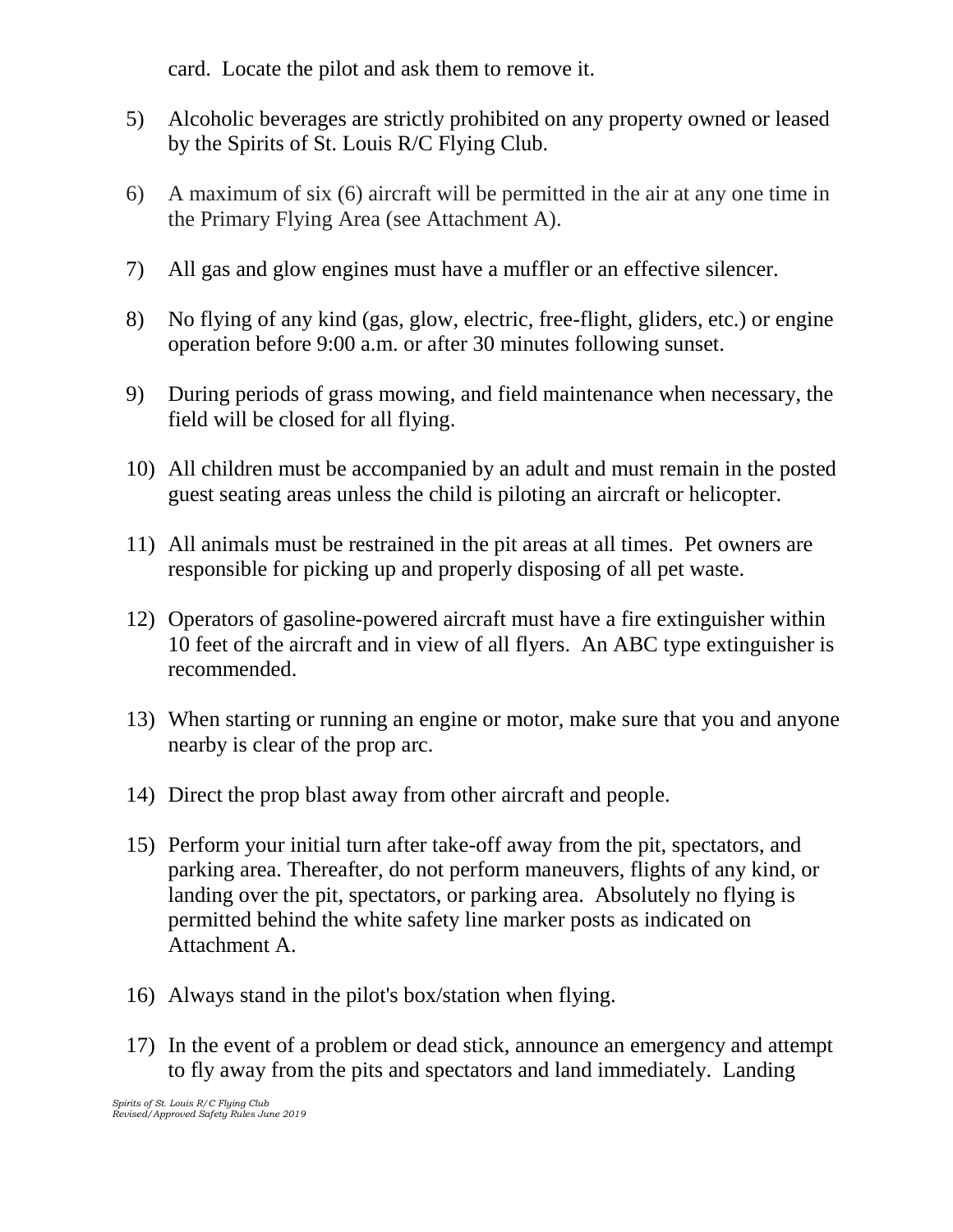card. Locate the pilot and ask them to remove it.

5) Alcoholic beverages are strictly prohibited on any property owned or leased by the Spirits of St. Louis R/C Flying Club.

6) A maximum of six (6) aircraft will be permitted in the air at any one time in the Primary Flying Area (see Attachment A).

7) All gas and glow engines must have a muffler or an effective silencer.

8) No flying of any kind (gas, glow, electric, free-flight, gliders, etc.) or engine operation before 9:00 a.m. or after 30 minutes following sunset.

9) During periods of grass mowing, and field maintenance when necessary, the field will be closed for all flying.

10) All children must be accompanied by an adult and must remain in the posted guest seating areas unless the child is piloting an aircraft or helicopter.

11) All animals must be restrained in the pit areas at all times. Pet owners are responsible for picking up and properly disposing of all pet waste.

12) Operators of gasoline-powered aircraft must have a fire extinguisher within 10 feet of the aircraft and in view of all flyers. An ABC type extinguisher is recommended.

13) When starting or running an engine or motor, make sure that you and anyone nearby is clear of the prop arc.

14) Direct the prop blast away from other aircraft and people.

15) Perform your initial turn after take-off away from the pit, spectators, and parking area. Thereafter, do not perform maneuvers, flights of any kind, or landing over the pit, spectators, or parking area. Absolutely no flying is permitted behind the white safety line marker posts as indicated on Attachment A.

16) Always stand in the pilot's box/station when flying.

17) In the event of a problem or dead stick, announce an emergency and attempt to fly away from the pits and spectators and land immediately. Landing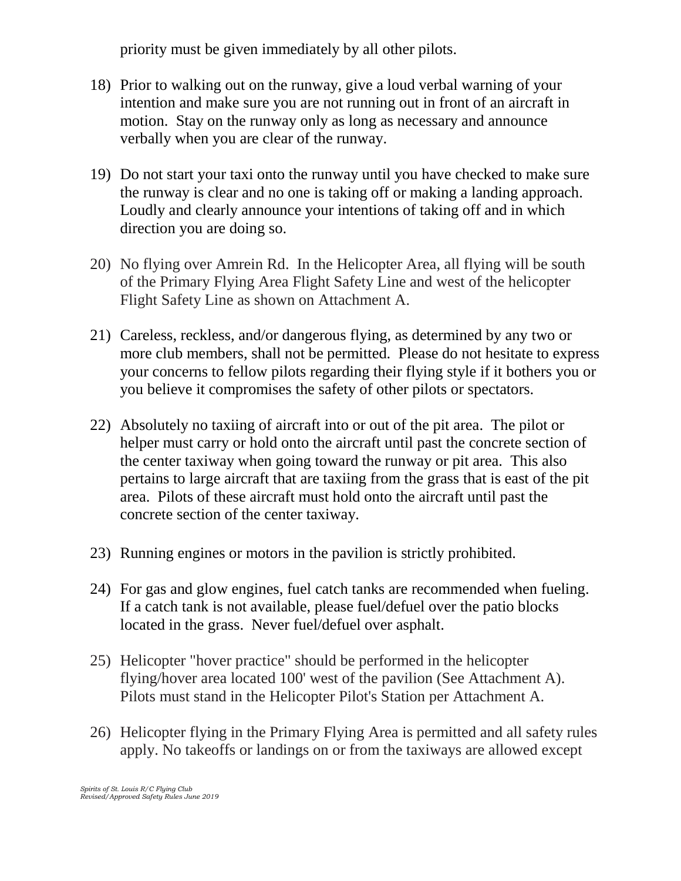priority must be given immediately by all other pilots.

18) Prior to walking out on the runway, give a loud verbal warning of your intention and make sure you are not running out in front of an aircraft in motion. Stay on the runway only as long as necessary and announce verbally when you are clear of the runway.

19) Do not start your taxi onto the runway until you have checked to make sure the runway is clear and no one is taking off or making a landing approach. Loudly and clearly announce your intentions of taking off and in which direction you are doing so.

20) No flying over Amrein Rd. In the Helicopter Area, all flying will be south of the Primary Flying Area Flight Safety Line and west of the helicopter Flight Safety Line as shown on Attachment A.

21) Careless, reckless, and/or dangerous flying, as determined by any two or more club members, shall not be permitted. Please do not hesitate to express your concerns to fellow pilots regarding their flying style if it bothers you or you believe it compromises the safety of other pilots or spectators.

22) Absolutely no taxiing of aircraft into or out of the pit area. The pilot or helper must carry or hold onto the aircraft until past the concrete section of the center taxiway when going toward the runway or pit area. This also pertains to large aircraft that are taxiing from the grass that is east of the pit area. Pilots of these aircraft must hold onto the aircraft until past the concrete section of the center taxiway.

23) Running engines or motors in the pavilion is strictly prohibited.

24) For gas and glow engines, fuel catch tanks are recommended when fueling. If a catch tank is not available, please fuel/defuel over the patio blocks located in the grass. Never fuel/defuel over asphalt.

25) Helicopter "hover practice" should be performed in the helicopter flying/hover area located 100' west of the pavilion (See Attachment A). Pilots must stand in the Helicopter Pilot's Station per Attachment A.

26) Helicopter flying in the Primary Flying Area is permitted and all safety rules apply. No takeoffs or landings on or from the taxiways are allowed except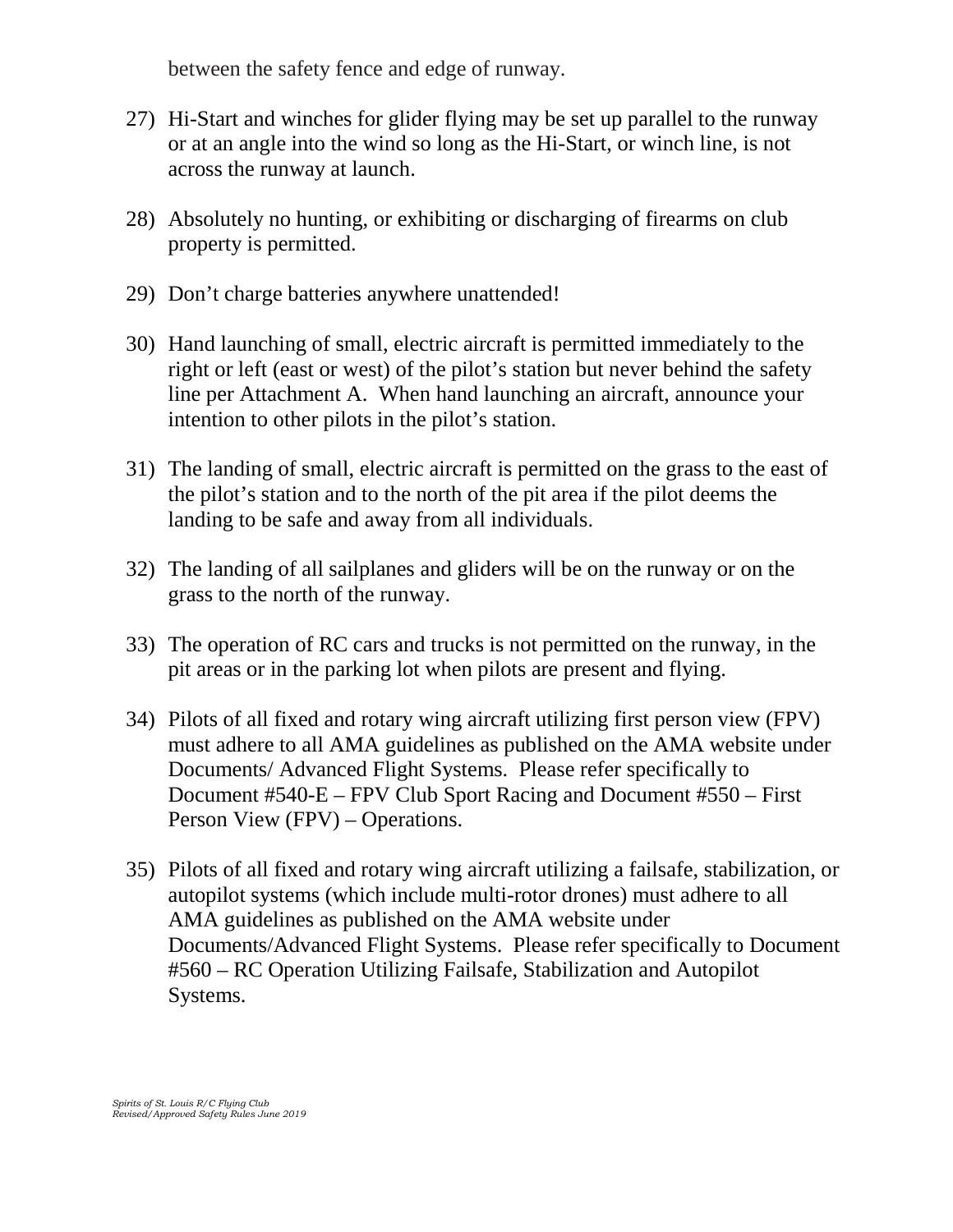between the safety fence and edge of runway.

27) Hi-Start and winches for glider flying may be set up parallel to the runway or at an angle into the wind so long as the Hi-Start, or winch line, is not across the runway at launch.

28) Absolutely no hunting, or exhibiting or discharging of firearms on club property is permitted.

29) Don't charge batteries anywhere unattended!

30) Hand launching of small, electric aircraft is permitted immediately to the right or left (east or west) of the pilot's station but never behind the safety line per Attachment A. When hand launching an aircraft, announce your intention to other pilots in the pilot's station.

31) The landing of small, electric aircraft is permitted on the grass to the east of the pilot's station and to the north of the pit area if the pilot deems the landing to be safe and away from all individuals.

32) The landing of all sailplanes and gliders will be on the runway or on the grass to the north of the runway.

33) The operation of RC cars and trucks is not permitted on the runway, in the pit areas or in the parking lot when pilots are present and flying.

34) Pilots of all fixed and rotary wing aircraft utilizing first person view (FPV) must adhere to all AMA guidelines as published on the AMA website under Documents/ Advanced Flight Systems. Please refer specifically to Document #540-E – FPV Club Sport Racing and Document #550 – First Person View (FPV) – Operations.

35) Pilots of all fixed and rotary wing aircraft utilizing a failsafe, stabilization, or autopilot systems (which include multi-rotor drones) must adhere to all AMA guidelines as published on the AMA website under Documents/Advanced Flight Systems. Please refer specifically to Document #560 – RC Operation Utilizing Failsafe, Stabilization and Autopilot Systems.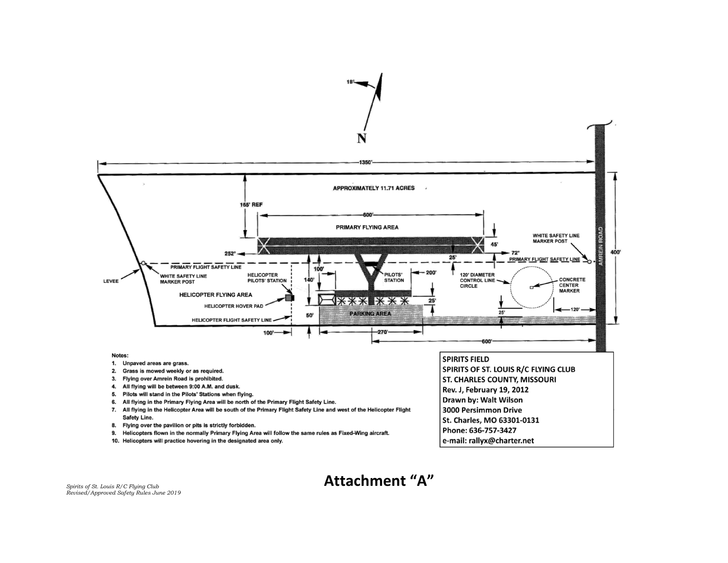18°

N

1350'

APPROXIMATELY 11.71 ACRES

165' REF

600'

PRIMARY FLYING AREA

45'

252°

25'

72°

WHITE SAFETY LINE MARKER POST

PRIMARY FLIGHT SAFETY LINE

AMREIN ROAD

400'

PRIMARY FLIGHT SAFETY LINE

100'

200'

LEVEE

WHITE SAFETY LINE MARKER POST

HELICOPTER PILOTS' STATION

140'

PILOTS' STATION

120' DIAMETER CONTROL LINE CIRCLE

CONCRETE CENTER MARKER

HELICOPTER FLYING AREA

HELICOPTER HOVER PAD

25'

120'

25'

50'

PARKING AREA

HELICOPTER FLIGHT SAFETY LINE

100'

270'

600'

**Notes:**

1. **Unpaved areas are grass.**
2. **Grass is mowed weekly or as required.**
3. **Flying over Amrein Road is prohibited.**
4. **All flying will be between 9:00 A.M. and dusk.**
5. **Pilots will stand in the Pilots' Stations when flying.**
6. **All flying in the Primary Flying Area will be north of the Primary Flight Safety Line.**
7. **All flying in the Helicopter Area will be south of the Primary Flight Safety Line and west of the Helicopter Flight Safety Line.**
8. **Flying over the pavilion or pits is strictly forbidden.**
9. **Helicopters flown in the normally Primary Flying Area will follow the same rules as Fixed-Wing aircraft.**
10. **Helicopters will practice hovering in the designated area only.**

**SPIRITS FIELD**
**SPIRITS OF ST. LOUIS R/C FLYING CLUB**
**ST. CHARLES COUNTY, MISSOURI**
**Rev. J, February 19, 2012**
**Drawn by: Walt Wilson**
**3000 Persimmon Drive**
**St. Charles, MO 63301-0131**
**Phone: 636-757-3427**
**e-mail: rallyx@charter.net**

# Attachment "A"

*Spirits of St. Louis R/C Flying Club*
*Revised/Approved Safety Rules June 2019*